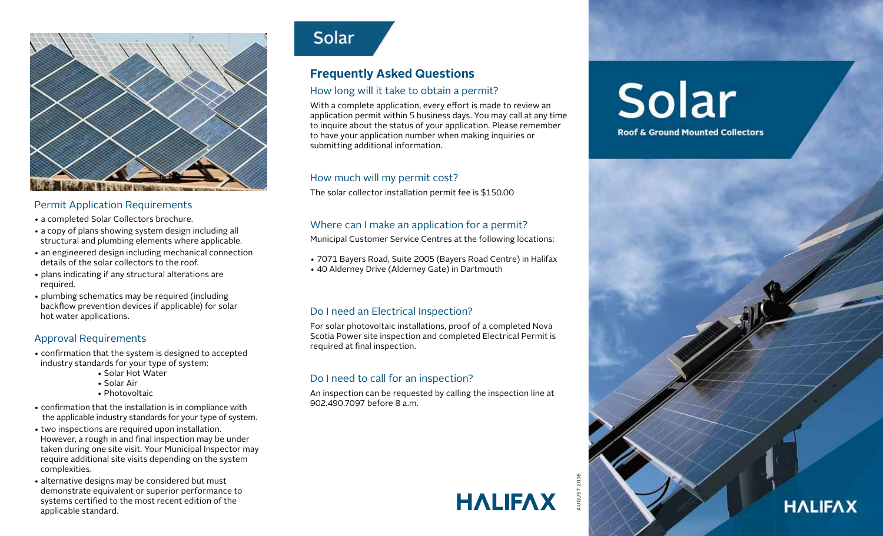## Permit Application Requirements

- a completed Solar Collectors brochure.
- a copy of plans showing system design including all structural and plumbing elements where applicable.
- an engineered design including mechanical connection details of the solar collectors to the roof.
- plans indicating if any structural alterations are required.
- plumbing schematics may be required (including backflow prevention devices if applicable) for solar hot water applications.

## Approval Requirements

- confirmation that the system is designed to accepted industry standards for your type of system:
  - Solar Hot Water
  - Solar Air
  - Photovoltaic
- confirmation that the installation is in compliance with the applicable industry standards for your type of system.
- two inspections are required upon installation. However, a rough in and final inspection may be under taken during one site visit. Your Municipal Inspector may require additional site visits depending on the system complexities.
- alternative designs may be considered but must demonstrate equivalent or superior performance to systems certified to the most recent edition of the applicable standard.

# Solar

## Frequently Asked Questions

### How long will it take to obtain a permit?

With a complete application, every effort is made to review an application permit within 5 business days. You may call at any time to inquire about the status of your application. Please remember to have your application number when making inquiries or submitting additional information.

### How much will my permit cost?

The solar collector installation permit fee is $150.00

### Where can I make an application for a permit?

Municipal Customer Service Centres at the following locations:

- 7071 Bayers Road, Suite 2005 (Bayers Road Centre) in Halifax
- 40 Alderney Drive (Alderney Gate) in Dartmouth

### Do I need an Electrical Inspection?

For solar photovoltaic installations, proof of a completed Nova Scotia Power site inspection and completed Electrical Permit is required at final inspection.

### Do I need to call for an inspection?

An inspection can be requested by calling the inspection line at 902.490.7097 before 8 a.m.

HALIFAX

AUGUST 2016

# Solar

**Roof & Ground Mounted Collectors**

HALIFAX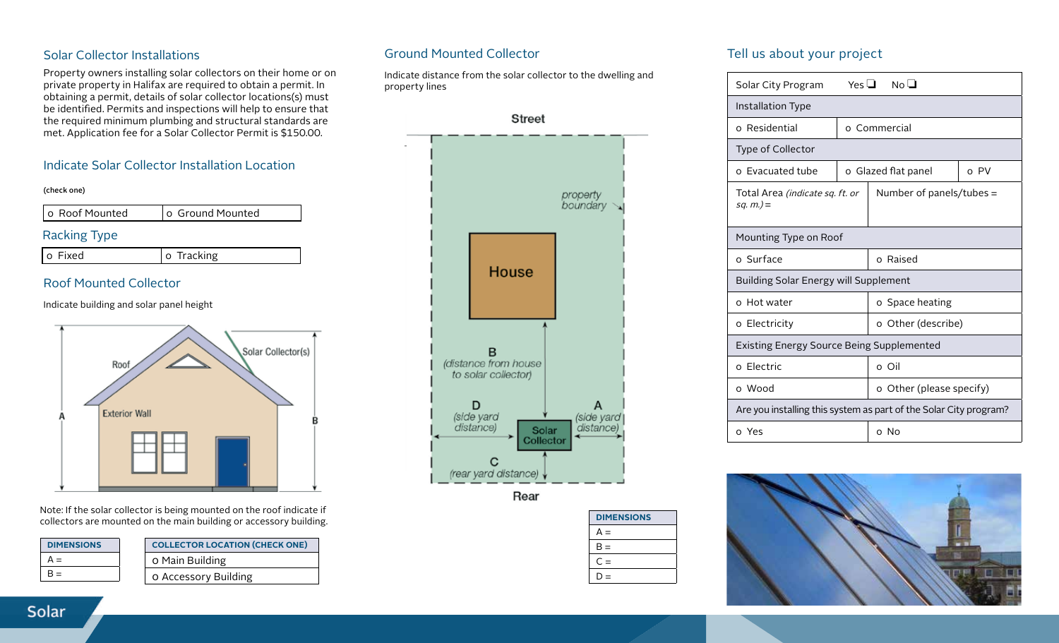## Solar Collector Installations

Property owners installing solar collectors on their home or on private property in Halifax are required to obtain a permit. In obtaining a permit, details of solar collector locations(s) must be identified. Permits and inspections will help to ensure that the required minimum plumbing and structural standards are met. Application fee for a Solar Collector Permit is $150.00.

## Indicate Solar Collector Installation Location

(check one)

| | |
|---|---|
| o Roof Mounted | o Ground Mounted |

## Racking Type

| | |
|---|---|
| o Fixed | o Tracking |

## Roof Mounted Collector

Indicate building and solar panel height

Roof
Solar Collector(s)
Exterior Wall
A
B

Note: If the solar collector is being mounted on the roof indicate if collectors are mounted on the main building or accessory building.

| DIMENSIONS |
|---|
| A = |
| B = |

| COLLECTOR LOCATION (CHECK ONE) |
|---|
| o Main Building |
| o Accessory Building |

## Ground Mounted Collector

Indicate distance from the solar collector to the dwelling and property lines

Street
property boundary
House
B (distance from house to solar collector)
D (side yard distance)
A (side yard distance)
Solar Collector
C (rear yard distance)
Rear

| DIMENSIONS |
|---|
| A = |
| B = |
| C = |
| D = |

## Tell us about your project

| | | |
|---|---|---|
| Solar City Program | Yes ❑ No ❑ | |
| Installation Type | | |
| o Residential | o Commercial | |
| Type of Collector | | |
| o Evacuated tube | o Glazed flat panel | o PV |
| Total Area *(indicate sq. ft. or sq. m.)* = | Number of panels/tubes = | |
| Mounting Type on Roof | | |
| o Surface | o Raised | |
| Building Solar Energy will Supplement | | |
| o Hot water | o Space heating | |
| o Electricity | o Other (describe) | |
| Existing Energy Source Being Supplemented | | |
| o Electric | o Oil | |
| o Wood | o Other (please specify) | |
| Are you installing this system as part of the Solar City program? | | |
| o Yes | o No | |